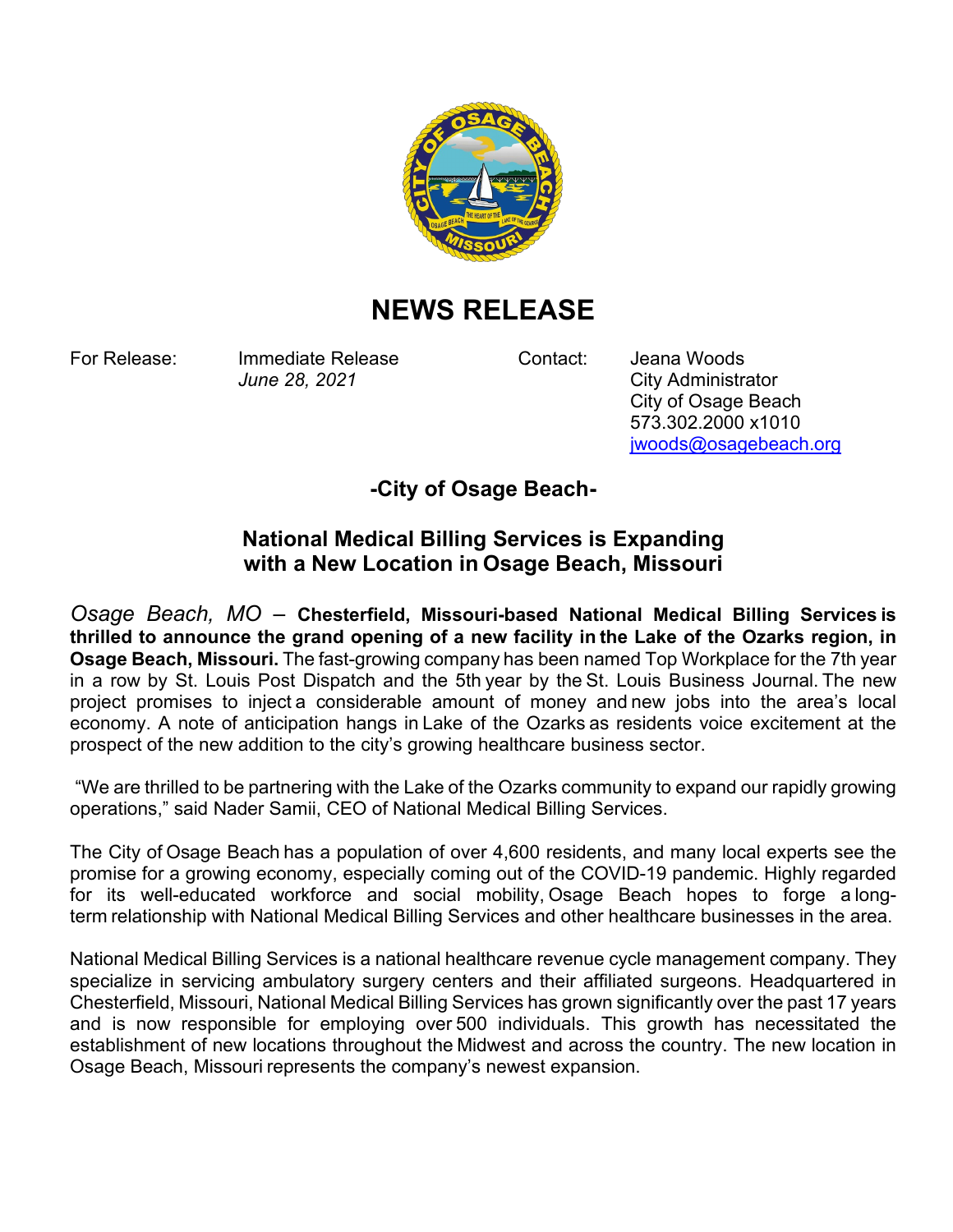# NEWS RELEASE

For Release: Immediate Release
*June 28, 2021*

Contact: Jeana Woods
City Administrator
City of Osage Beach
573.302.2000 x1010
jwoods@osagebeach.org

## -City of Osage Beach-

## National Medical Billing Services is Expanding with a New Location in Osage Beach, Missouri

*Osage Beach, MO* – **Chesterfield, Missouri-based National Medical Billing Services is thrilled to announce the grand opening of a new facility in the Lake of the Ozarks region, in Osage Beach, Missouri.** The fast-growing company has been named Top Workplace for the 7th year in a row by St. Louis Post Dispatch and the 5th year by the St. Louis Business Journal. The new project promises to inject a considerable amount of money and new jobs into the area's local economy. A note of anticipation hangs in Lake of the Ozarks as residents voice excitement at the prospect of the new addition to the city's growing healthcare business sector.

"We are thrilled to be partnering with the Lake of the Ozarks community to expand our rapidly growing operations," said Nader Samii, CEO of National Medical Billing Services.

The City of Osage Beach has a population of over 4,600 residents, and many local experts see the promise for a growing economy, especially coming out of the COVID-19 pandemic. Highly regarded for its well-educated workforce and social mobility, Osage Beach hopes to forge a long-term relationship with National Medical Billing Services and other healthcare businesses in the area.

National Medical Billing Services is a national healthcare revenue cycle management company. They specialize in servicing ambulatory surgery centers and their affiliated surgeons. Headquartered in Chesterfield, Missouri, National Medical Billing Services has grown significantly over the past 17 years and is now responsible for employing over 500 individuals. This growth has necessitated the establishment of new locations throughout the Midwest and across the country. The new location in Osage Beach, Missouri represents the company's newest expansion.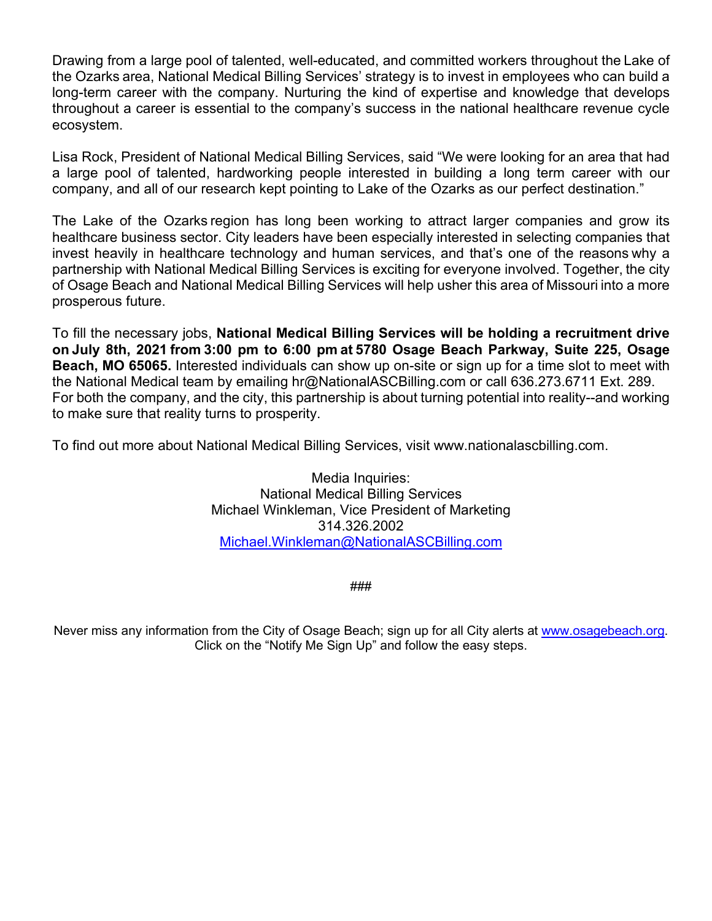Drawing from a large pool of talented, well-educated, and committed workers throughout the Lake of the Ozarks area, National Medical Billing Services' strategy is to invest in employees who can build a long-term career with the company. Nurturing the kind of expertise and knowledge that develops throughout a career is essential to the company's success in the national healthcare revenue cycle ecosystem.

Lisa Rock, President of National Medical Billing Services, said "We were looking for an area that had a large pool of talented, hardworking people interested in building a long term career with our company, and all of our research kept pointing to Lake of the Ozarks as our perfect destination."

The Lake of the Ozarks region has long been working to attract larger companies and grow its healthcare business sector. City leaders have been especially interested in selecting companies that invest heavily in healthcare technology and human services, and that's one of the reasons why a partnership with National Medical Billing Services is exciting for everyone involved. Together, the city of Osage Beach and National Medical Billing Services will help usher this area of Missouri into a more prosperous future.

To fill the necessary jobs, **National Medical Billing Services will be holding a recruitment drive on July 8th, 2021 from 3:00 pm to 6:00 pm at 5780 Osage Beach Parkway, Suite 225, Osage Beach, MO 65065.** Interested individuals can show up on-site or sign up for a time slot to meet with the National Medical team by emailing hr@NationalASCBilling.com or call 636.273.6711 Ext. 289. For both the company, and the city, this partnership is about turning potential into reality--and working to make sure that reality turns to prosperity.

To find out more about National Medical Billing Services, visit www.nationalascbilling.com.

Media Inquiries:
National Medical Billing Services
Michael Winkleman, Vice President of Marketing
314.326.2002
Michael.Winkleman@NationalASCBilling.com

###

Never miss any information from the City of Osage Beach; sign up for all City alerts at www.osagebeach.org. Click on the "Notify Me Sign Up" and follow the easy steps.